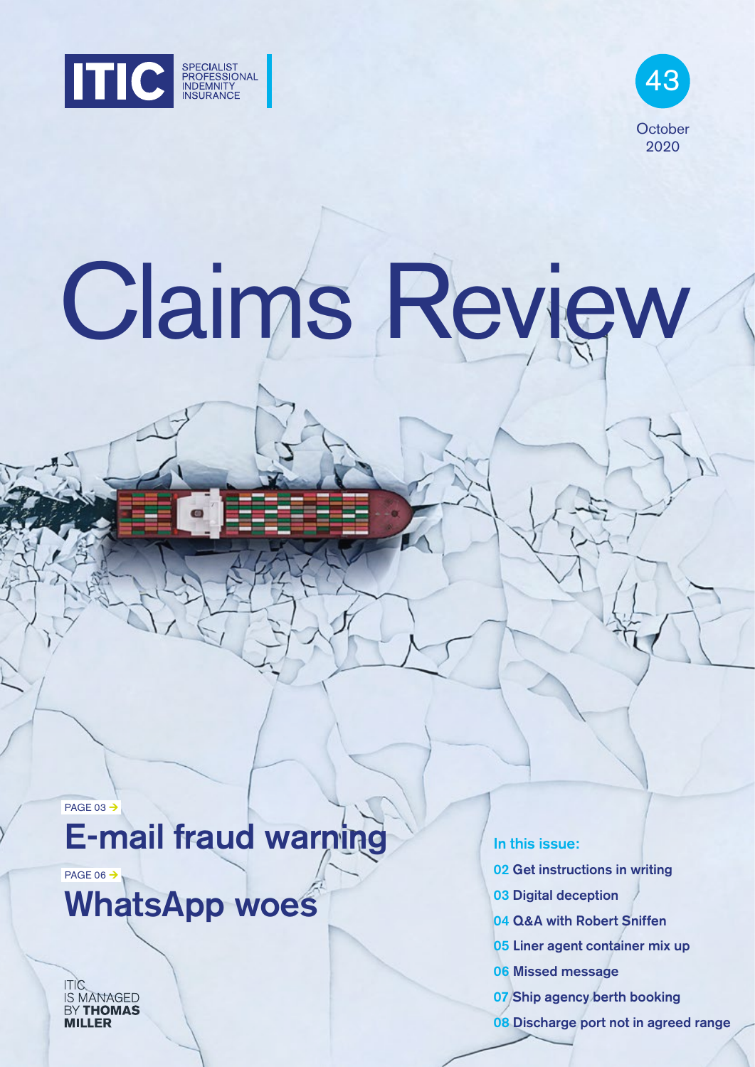ITIC SPECIALIST PROFESSIONAL INDEMNITY INSURANCE

43

October 2020

# Claims Review

PAGE 03 →

## E-mail fraud warning

PAGE 06 →

## WhatsApp woes

ITIC IS MANAGED BY **THOMAS MILLER**

### In this issue:

- **02** Get instructions in writing
- **03** Digital deception
- **04** Q&A with Robert Sniffen
- **05** Liner agent container mix up
- **06** Missed message
- **07** Ship agency berth booking
- **08** Discharge port not in agreed range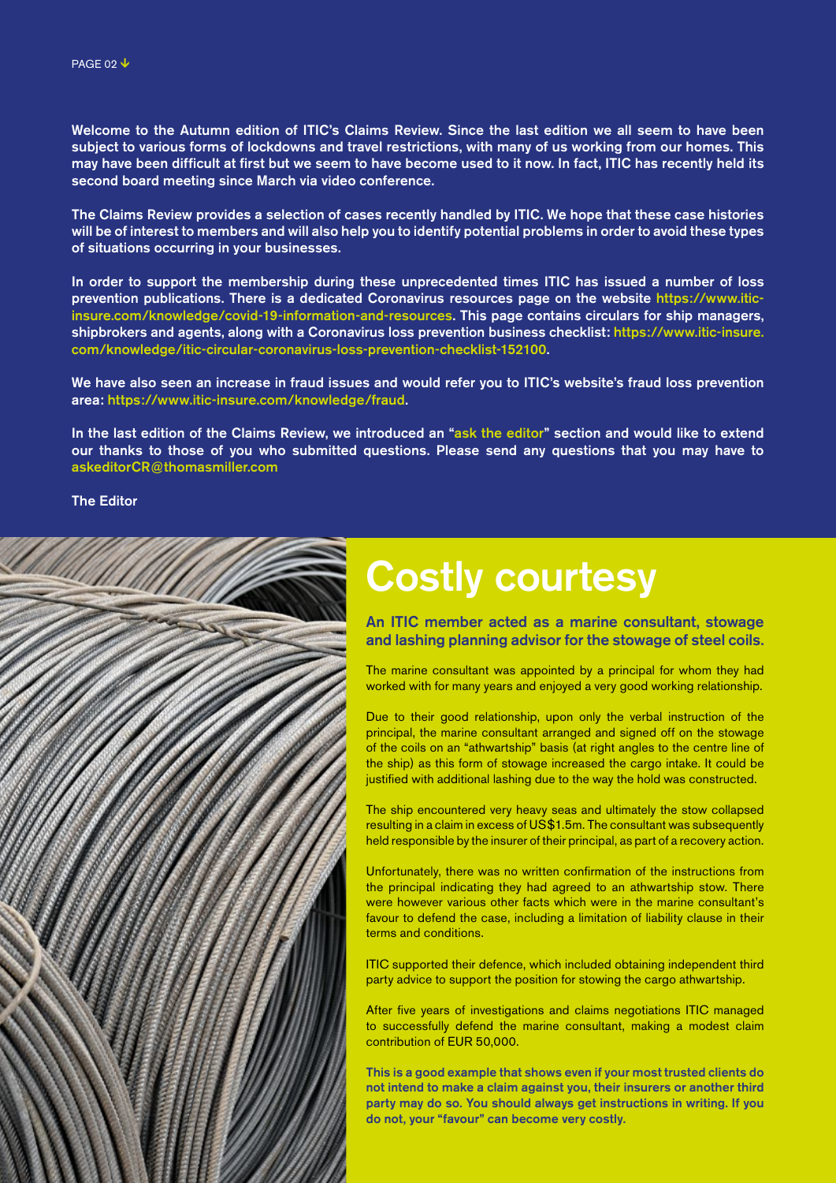Welcome to the Autumn edition of ITIC's Claims Review. Since the last edition we all seem to have been subject to various forms of lockdowns and travel restrictions, with many of us working from our homes. This may have been difficult at first but we seem to have become used to it now. In fact, ITIC has recently held its second board meeting since March via video conference.

The Claims Review provides a selection of cases recently handled by ITIC. We hope that these case histories will be of interest to members and will also help you to identify potential problems in order to avoid these types of situations occurring in your businesses.

In order to support the membership during these unprecedented times ITIC has issued a number of loss prevention publications. There is a dedicated Coronavirus resources page on the website https://www.itic-insure.com/knowledge/covid-19-information-and-resources. This page contains circulars for ship managers, shipbrokers and agents, along with a Coronavirus loss prevention business checklist: https://www.itic-insure.com/knowledge/itic-circular-coronavirus-loss-prevention-checklist-152100.

We have also seen an increase in fraud issues and would refer you to ITIC's website's fraud loss prevention area: https://www.itic-insure.com/knowledge/fraud.

In the last edition of the Claims Review, we introduced an "ask the editor" section and would like to extend our thanks to those of you who submitted questions. Please send any questions that you may have to askeditorCR@thomasmiller.com

The Editor

# Costly courtesy

**An ITIC member acted as a marine consultant, stowage and lashing planning advisor for the stowage of steel coils.**

The marine consultant was appointed by a principal for whom they had worked with for many years and enjoyed a very good working relationship.

Due to their good relationship, upon only the verbal instruction of the principal, the marine consultant arranged and signed off on the stowage of the coils on an "athwartship" basis (at right angles to the centre line of the ship) as this form of stowage increased the cargo intake. It could be justified with additional lashing due to the way the hold was constructed.

The ship encountered very heavy seas and ultimately the stow collapsed resulting in a claim in excess of US$1.5m. The consultant was subsequently held responsible by the insurer of their principal, as part of a recovery action.

Unfortunately, there was no written confirmation of the instructions from the principal indicating they had agreed to an athwartship stow. There were however various other facts which were in the marine consultant's favour to defend the case, including a limitation of liability clause in their terms and conditions.

ITIC supported their defence, which included obtaining independent third party advice to support the position for stowing the cargo athwartship.

After five years of investigations and claims negotiations ITIC managed to successfully defend the marine consultant, making a modest claim contribution of EUR 50,000.

**This is a good example that shows even if your most trusted clients do not intend to make a claim against you, their insurers or another third party may do so. You should always get instructions in writing. If you do not, your "favour" can become very costly.**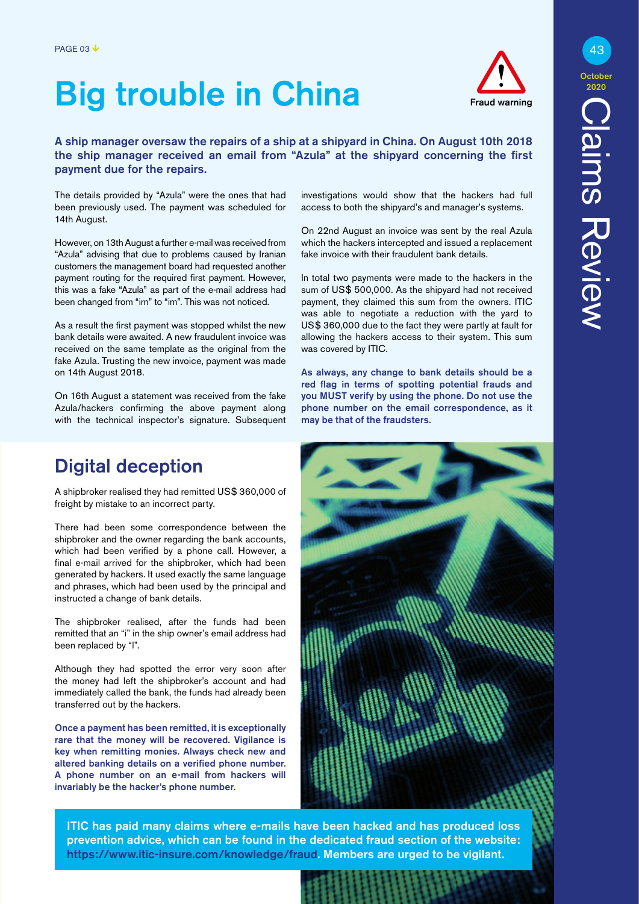# Big trouble in China

Fraud warning

**A ship manager oversaw the repairs of a ship at a shipyard in China. On August 10th 2018 the ship manager received an email from "Azula" at the shipyard concerning the first payment due for the repairs.**

The details provided by "Azula" were the ones that had been previously used. The payment was scheduled for 14th August.

However, on 13th August a further e-mail was received from "Azula" advising that due to problems caused by Iranian customers the management board had requested another payment routing for the required first payment. However, this was a fake "Azula" as part of the e-mail address had been changed from "irn" to "im". This was not noticed.

As a result the first payment was stopped whilst the new bank details were awaited. A new fraudulent invoice was received on the same template as the original from the fake Azula. Trusting the new invoice, payment was made on 14th August 2018.

On 16th August a statement was received from the fake Azula/hackers confirming the above payment along with the technical inspector's signature. Subsequent investigations would show that the hackers had full access to both the shipyard's and manager's systems.

On 22nd August an invoice was sent by the real Azula which the hackers intercepted and issued a replacement fake invoice with their fraudulent bank details.

In total two payments were made to the hackers in the sum of US$ 500,000. As the shipyard had not received payment, they claimed this sum from the owners. ITIC was able to negotiate a reduction with the yard to US$ 360,000 due to the fact they were partly at fault for allowing the hackers access to their system. This sum was covered by ITIC.

**As always, any change to bank details should be a red flag in terms of spotting potential frauds and you MUST verify by using the phone. Do not use the phone number on the email correspondence, as it may be that of the fraudsters.**

## Digital deception

A shipbroker realised they had remitted US$ 360,000 of freight by mistake to an incorrect party.

There had been some correspondence between the shipbroker and the owner regarding the bank accounts, which had been verified by a phone call. However, a final e-mail arrived for the shipbroker, which had been generated by hackers. It used exactly the same language and phrases, which had been used by the principal and instructed a change of bank details.

The shipbroker realised, after the funds had been remitted that an "i" in the ship owner's email address had been replaced by "l".

Although they had spotted the error very soon after the money had left the shipbroker's account and had immediately called the bank, the funds had already been transferred out by the hackers.

**Once a payment has been remitted, it is exceptionally rare that the money will be recovered. Vigilance is key when remitting monies. Always check new and altered banking details on a verified phone number. A phone number on an e-mail from hackers will invariably be the hacker's phone number.**

**ITIC has paid many claims where e-mails have been hacked and has produced loss prevention advice, which can be found in the dedicated fraud section of the website: https://www.itic-insure.com/knowledge/fraud. Members are urged to be vigilant.**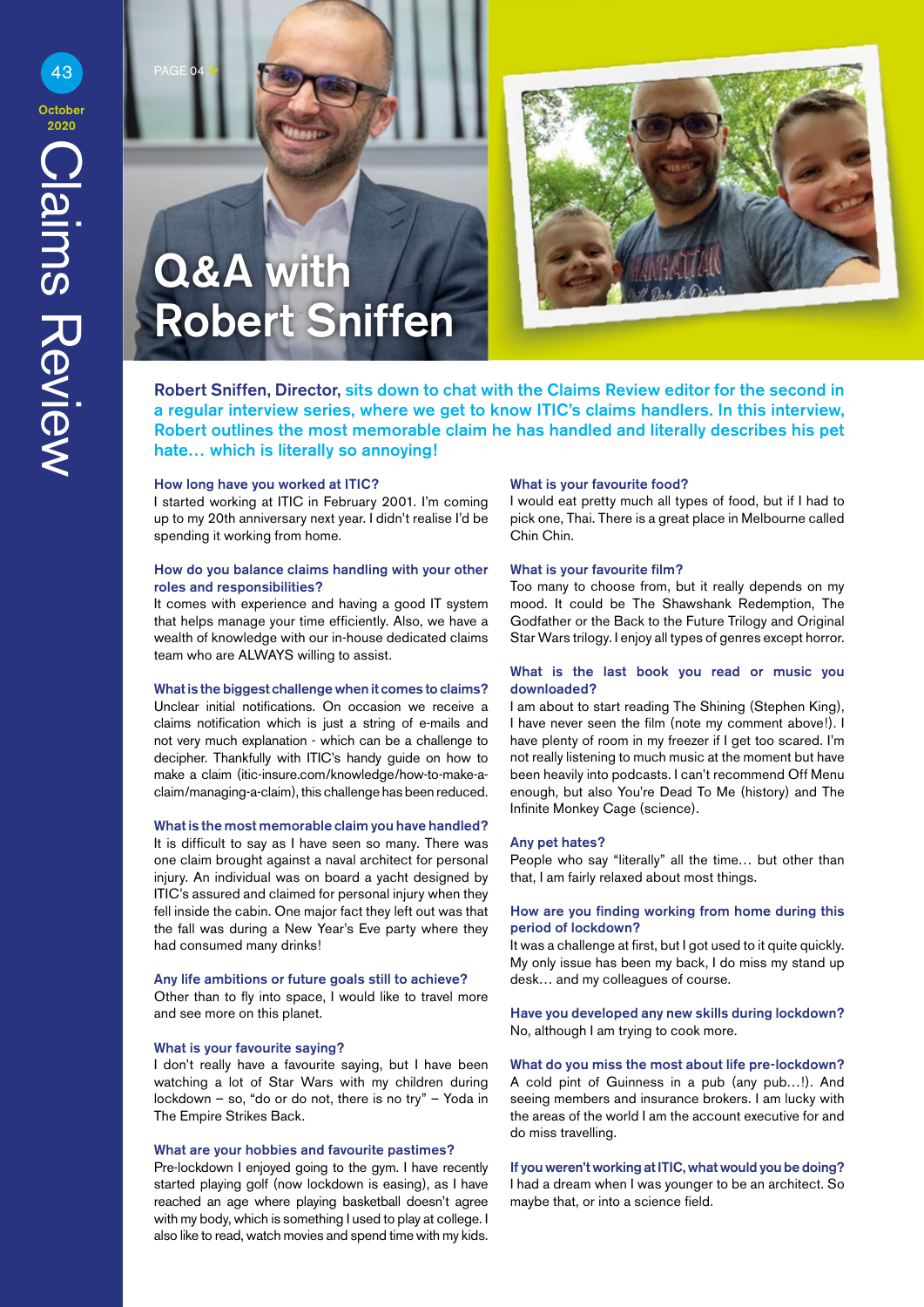# Q&A with Robert Sniffen

**Robert Sniffen, Director,** sits down to chat with the Claims Review editor for the second in a regular interview series, where we get to know ITIC's claims handlers. In this interview, Robert outlines the most memorable claim he has handled and literally describes his pet hate… which is literally so annoying!

### How long have you worked at ITIC?

I started working at ITIC in February 2001. I'm coming up to my 20th anniversary next year. I didn't realise I'd be spending it working from home.

### How do you balance claims handling with your other roles and responsibilities?

It comes with experience and having a good IT system that helps manage your time efficiently. Also, we have a wealth of knowledge with our in-house dedicated claims team who are ALWAYS willing to assist.

### What is the biggest challenge when it comes to claims?

Unclear initial notifications. On occasion we receive a claims notification which is just a string of e-mails and not very much explanation - which can be a challenge to decipher. Thankfully with ITIC's handy guide on how to make a claim (itic-insure.com/knowledge/how-to-make-a-claim/managing-a-claim), this challenge has been reduced.

### What is the most memorable claim you have handled?

It is difficult to say as I have seen so many. There was one claim brought against a naval architect for personal injury. An individual was on board a yacht designed by ITIC's assured and claimed for personal injury when they fell inside the cabin. One major fact they left out was that the fall was during a New Year's Eve party where they had consumed many drinks!

### Any life ambitions or future goals still to achieve?

Other than to fly into space, I would like to travel more and see more on this planet.

### What is your favourite saying?

I don't really have a favourite saying, but I have been watching a lot of Star Wars with my children during lockdown – so, "do or do not, there is no try" – Yoda in The Empire Strikes Back.

### What are your hobbies and favourite pastimes?

Pre-lockdown I enjoyed going to the gym. I have recently started playing golf (now lockdown is easing), as I have reached an age where playing basketball doesn't agree with my body, which is something I used to play at college. I also like to read, watch movies and spend time with my kids.

### What is your favourite food?

I would eat pretty much all types of food, but if I had to pick one, Thai. There is a great place in Melbourne called Chin Chin.

### What is your favourite film?

Too many to choose from, but it really depends on my mood. It could be The Shawshank Redemption, The Godfather or the Back to the Future Trilogy and Original Star Wars trilogy. I enjoy all types of genres except horror.

### What is the last book you read or music you downloaded?

I am about to start reading The Shining (Stephen King), I have never seen the film (note my comment above!). I have plenty of room in my freezer if I get too scared. I'm not really listening to much music at the moment but have been heavily into podcasts. I can't recommend Off Menu enough, but also You're Dead To Me (history) and The Infinite Monkey Cage (science).

### Any pet hates?

People who say "literally" all the time… but other than that, I am fairly relaxed about most things.

### How are you finding working from home during this period of lockdown?

It was a challenge at first, but I got used to it quite quickly. My only issue has been my back, I do miss my stand up desk… and my colleagues of course.

### Have you developed any new skills during lockdown?

No, although I am trying to cook more.

### What do you miss the most about life pre-lockdown?

A cold pint of Guinness in a pub (any pub…!). And seeing members and insurance brokers. I am lucky with the areas of the world I am the account executive for and do miss travelling.

### If you weren't working at ITIC, what would you be doing?

I had a dream when I was younger to be an architect. So maybe that, or into a science field.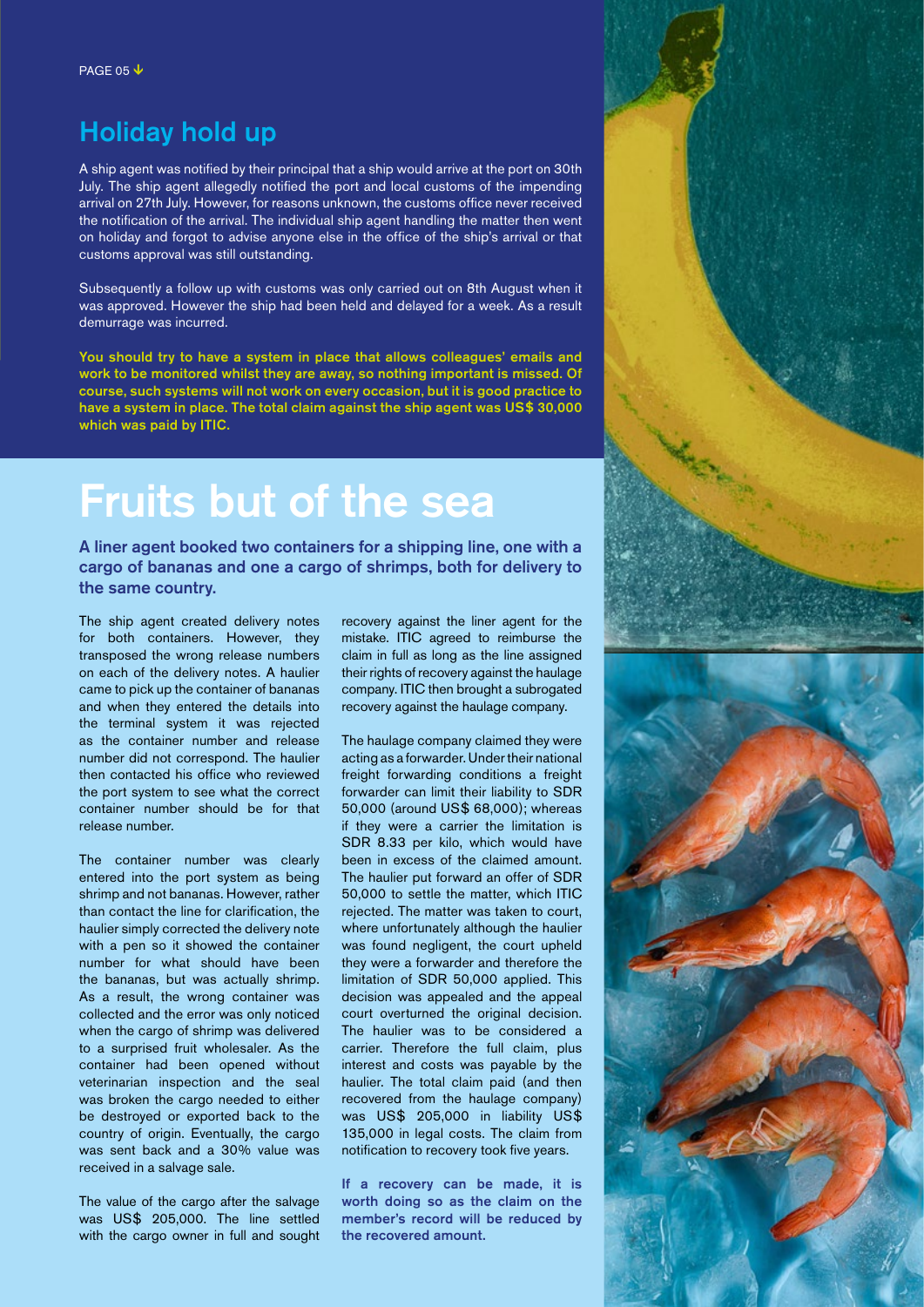## Holiday hold up

A ship agent was notified by their principal that a ship would arrive at the port on 30th July. The ship agent allegedly notified the port and local customs of the impending arrival on 27th July. However, for reasons unknown, the customs office never received the notification of the arrival. The individual ship agent handling the matter then went on holiday and forgot to advise anyone else in the office of the ship's arrival or that customs approval was still outstanding.

Subsequently a follow up with customs was only carried out on 8th August when it was approved. However the ship had been held and delayed for a week. As a result demurrage was incurred.

**You should try to have a system in place that allows colleagues' emails and work to be monitored whilst they are away, so nothing important is missed. Of course, such systems will not work on every occasion, but it is good practice to have a system in place. The total claim against the ship agent was US$ 30,000 which was paid by ITIC.**

# Fruits but of the sea

**A liner agent booked two containers for a shipping line, one with a cargo of bananas and one a cargo of shrimps, both for delivery to the same country.**

The ship agent created delivery notes for both containers. However, they transposed the wrong release numbers on each of the delivery notes. A haulier came to pick up the container of bananas and when they entered the details into the terminal system it was rejected as the container number and release number did not correspond. The haulier then contacted his office who reviewed the port system to see what the correct container number should be for that release number.

The container number was clearly entered into the port system as being shrimp and not bananas. However, rather than contact the line for clarification, the haulier simply corrected the delivery note with a pen so it showed the container number for what should have been the bananas, but was actually shrimp. As a result, the wrong container was collected and the error was only noticed when the cargo of shrimp was delivered to a surprised fruit wholesaler. As the container had been opened without veterinarian inspection and the seal was broken the cargo needed to either be destroyed or exported back to the country of origin. Eventually, the cargo was sent back and a 30% value was received in a salvage sale.

The value of the cargo after the salvage was US$ 205,000. The line settled with the cargo owner in full and sought recovery against the liner agent for the mistake. ITIC agreed to reimburse the claim in full as long as the line assigned their rights of recovery against the haulage company. ITIC then brought a subrogated recovery against the haulage company.

The haulage company claimed they were acting as a forwarder. Under their national freight forwarding conditions a freight forwarder can limit their liability to SDR 50,000 (around US$ 68,000); whereas if they were a carrier the limitation is SDR 8.33 per kilo, which would have been in excess of the claimed amount. The haulier put forward an offer of SDR 50,000 to settle the matter, which ITIC rejected. The matter was taken to court, where unfortunately although the haulier was found negligent, the court upheld they were a forwarder and therefore the limitation of SDR 50,000 applied. This decision was appealed and the appeal court overturned the original decision. The haulier was to be considered a carrier. Therefore the full claim, plus interest and costs was payable by the haulier. The total claim paid (and then recovered from the haulage company) was US$ 205,000 in liability US$ 135,000 in legal costs. The claim from notification to recovery took five years.

**If a recovery can be made, it is worth doing so as the claim on the member's record will be reduced by the recovered amount.**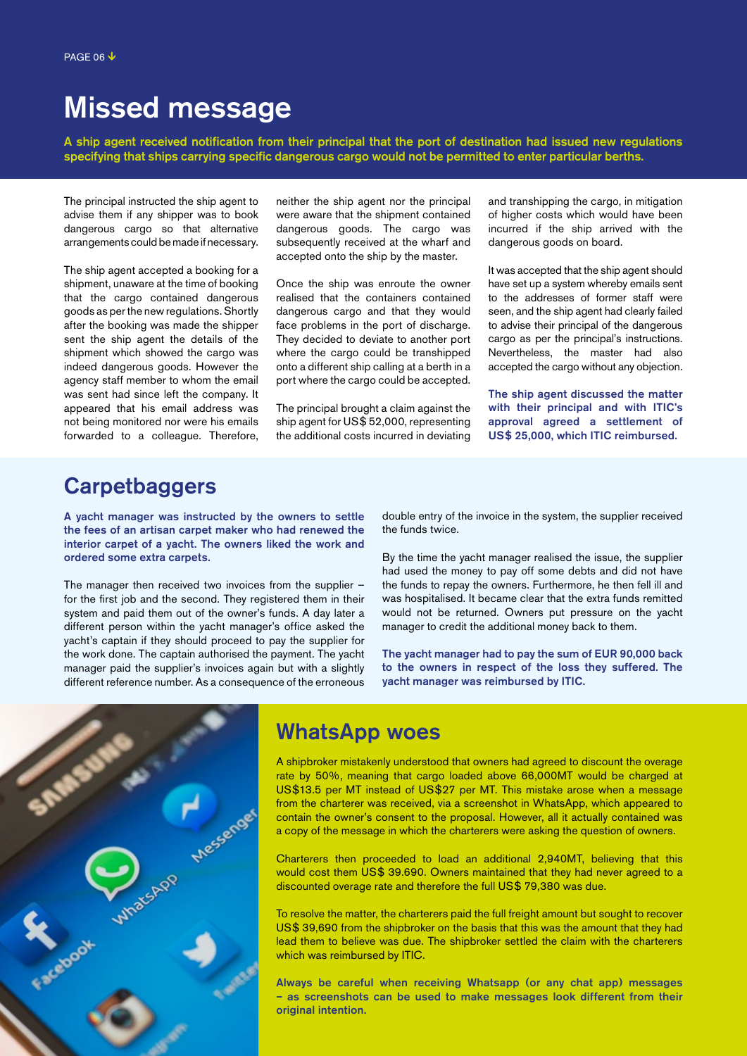# Missed message

**A ship agent received notification from their principal that the port of destination had issued new regulations specifying that ships carrying specific dangerous cargo would not be permitted to enter particular berths.**

The principal instructed the ship agent to advise them if any shipper was to book dangerous cargo so that alternative arrangements could be made if necessary.

The ship agent accepted a booking for a shipment, unaware at the time of booking that the cargo contained dangerous goods as per the new regulations. Shortly after the booking was made the shipper sent the ship agent the details of the shipment which showed the cargo was indeed dangerous goods. However the agency staff member to whom the email was sent had since left the company. It appeared that his email address was not being monitored nor were his emails forwarded to a colleague. Therefore, neither the ship agent nor the principal were aware that the shipment contained dangerous goods. The cargo was subsequently received at the wharf and accepted onto the ship by the master.

Once the ship was enroute the owner realised that the containers contained dangerous cargo and that they would face problems in the port of discharge. They decided to deviate to another port where the cargo could be transhipped onto a different ship calling at a berth in a port where the cargo could be accepted.

The principal brought a claim against the ship agent for US$ 52,000, representing the additional costs incurred in deviating and transhipping the cargo, in mitigation of higher costs which would have been incurred if the ship arrived with the dangerous goods on board.

It was accepted that the ship agent should have set up a system whereby emails sent to the addresses of former staff were seen, and the ship agent had clearly failed to advise their principal of the dangerous cargo as per the principal's instructions. Nevertheless, the master had also accepted the cargo without any objection.

**The ship agent discussed the matter with their principal and with ITIC's approval agreed a settlement of US$ 25,000, which ITIC reimbursed.**

## Carpetbaggers

**A yacht manager was instructed by the owners to settle the fees of an artisan carpet maker who had renewed the interior carpet of a yacht. The owners liked the work and ordered some extra carpets.**

The manager then received two invoices from the supplier – for the first job and the second. They registered them in their system and paid them out of the owner's funds. A day later a different person within the yacht manager's office asked the yacht's captain if they should proceed to pay the supplier for the work done. The captain authorised the payment. The yacht manager paid the supplier's invoices again but with a slightly different reference number. As a consequence of the erroneous double entry of the invoice in the system, the supplier received the funds twice.

By the time the yacht manager realised the issue, the supplier had used the money to pay off some debts and did not have the funds to repay the owners. Furthermore, he then fell ill and was hospitalised. It became clear that the extra funds remitted would not be returned. Owners put pressure on the yacht manager to credit the additional money back to them.

**The yacht manager had to pay the sum of EUR 90,000 back to the owners in respect of the loss they suffered. The yacht manager was reimbursed by ITIC.**

## WhatsApp woes

A shipbroker mistakenly understood that owners had agreed to discount the overage rate by 50%, meaning that cargo loaded above 66,000MT would be charged at US$13.5 per MT instead of US$27 per MT. This mistake arose when a message from the charterer was received, via a screenshot in WhatsApp, which appeared to contain the owner's consent to the proposal. However, all it actually contained was a copy of the message in which the charterers were asking the question of owners.

Charterers then proceeded to load an additional 2,940MT, believing that this would cost them US$ 39.690. Owners maintained that they had never agreed to a discounted overage rate and therefore the full US$ 79,380 was due.

To resolve the matter, the charterers paid the full freight amount but sought to recover US$ 39,690 from the shipbroker on the basis that this was the amount that they had lead them to believe was due. The shipbroker settled the claim with the charterers which was reimbursed by ITIC.

**Always be careful when receiving Whatsapp (or any chat app) messages – as screenshots can be used to make messages look different from their original intention.**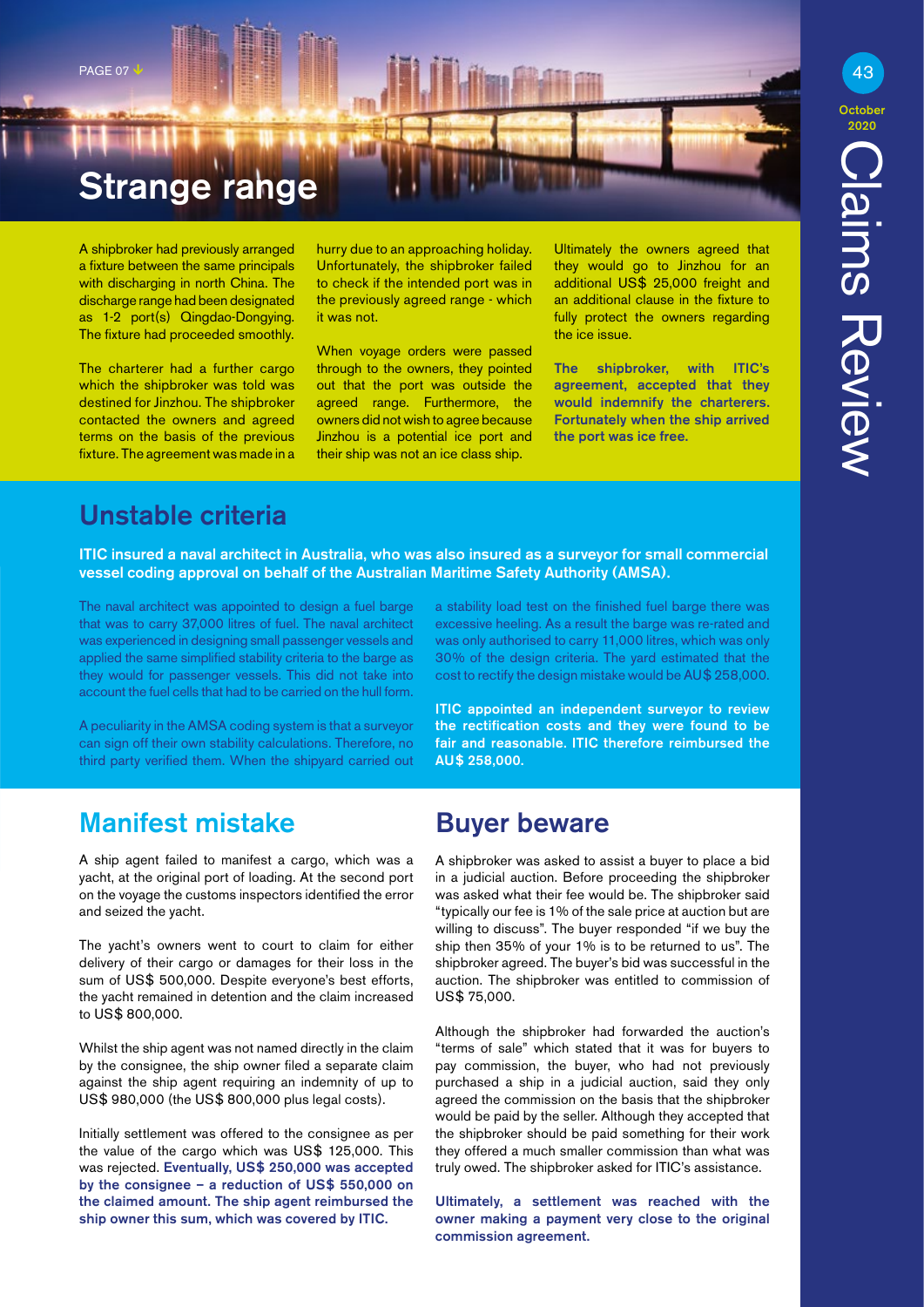## Strange range

A shipbroker had previously arranged a fixture between the same principals with discharging in north China. The discharge range had been designated as 1-2 port(s) Qingdao-Dongying. The fixture had proceeded smoothly.

The charterer had a further cargo which the shipbroker was told was destined for Jinzhou. The shipbroker contacted the owners and agreed terms on the basis of the previous fixture. The agreement was made in a hurry due to an approaching holiday. Unfortunately, the shipbroker failed to check if the intended port was in the previously agreed range - which it was not.

When voyage orders were passed through to the owners, they pointed out that the port was outside the agreed range. Furthermore, the owners did not wish to agree because Jinzhou is a potential ice port and their ship was not an ice class ship.

Ultimately the owners agreed that they would go to Jinzhou for an additional US$ 25,000 freight and an additional clause in the fixture to fully protect the owners regarding the ice issue.

**The shipbroker, with ITIC's agreement, accepted that they would indemnify the charterers. Fortunately when the ship arrived the port was ice free.**

## Unstable criteria

**ITIC insured a naval architect in Australia, who was also insured as a surveyor for small commercial vessel coding approval on behalf of the Australian Maritime Safety Authority (AMSA).**

The naval architect was appointed to design a fuel barge that was to carry 37,000 litres of fuel. The naval architect was experienced in designing small passenger vessels and applied the same simplified stability criteria to the barge as they would for passenger vessels. This did not take into account the fuel cells that had to be carried on the hull form.

A peculiarity in the AMSA coding system is that a surveyor can sign off their own stability calculations. Therefore, no third party verified them. When the shipyard carried out a stability load test on the finished fuel barge there was excessive heeling. As a result the barge was re-rated and was only authorised to carry 11,000 litres, which was only 30% of the design criteria. The yard estimated that the cost to rectify the design mistake would be AU$ 258,000.

**ITIC appointed an independent surveyor to review the rectification costs and they were found to be fair and reasonable. ITIC therefore reimbursed the AU$ 258,000.**

## Manifest mistake

A ship agent failed to manifest a cargo, which was a yacht, at the original port of loading. At the second port on the voyage the customs inspectors identified the error and seized the yacht.

The yacht's owners went to court to claim for either delivery of their cargo or damages for their loss in the sum of US$ 500,000. Despite everyone's best efforts, the yacht remained in detention and the claim increased to US$ 800,000.

Whilst the ship agent was not named directly in the claim by the consignee, the ship owner filed a separate claim against the ship agent requiring an indemnity of up to US$ 980,000 (the US$ 800,000 plus legal costs).

Initially settlement was offered to the consignee as per the value of the cargo which was US$ 125,000. This was rejected. **Eventually, US$ 250,000 was accepted by the consignee – a reduction of US$ 550,000 on the claimed amount. The ship agent reimbursed the ship owner this sum, which was covered by ITIC.**

## Buyer beware

A shipbroker was asked to assist a buyer to place a bid in a judicial auction. Before proceeding the shipbroker was asked what their fee would be. The shipbroker said "typically our fee is 1% of the sale price at auction but are willing to discuss". The buyer responded "if we buy the ship then 35% of your 1% is to be returned to us". The shipbroker agreed. The buyer's bid was successful in the auction. The shipbroker was entitled to commission of US$ 75,000.

Although the shipbroker had forwarded the auction's "terms of sale" which stated that it was for buyers to pay commission, the buyer, who had not previously purchased a ship in a judicial auction, said they only agreed the commission on the basis that the shipbroker would be paid by the seller. Although they accepted that the shipbroker should be paid something for their work they offered a much smaller commission than what was truly owed. The shipbroker asked for ITIC's assistance.

**Ultimately, a settlement was reached with the owner making a payment very close to the original commission agreement.**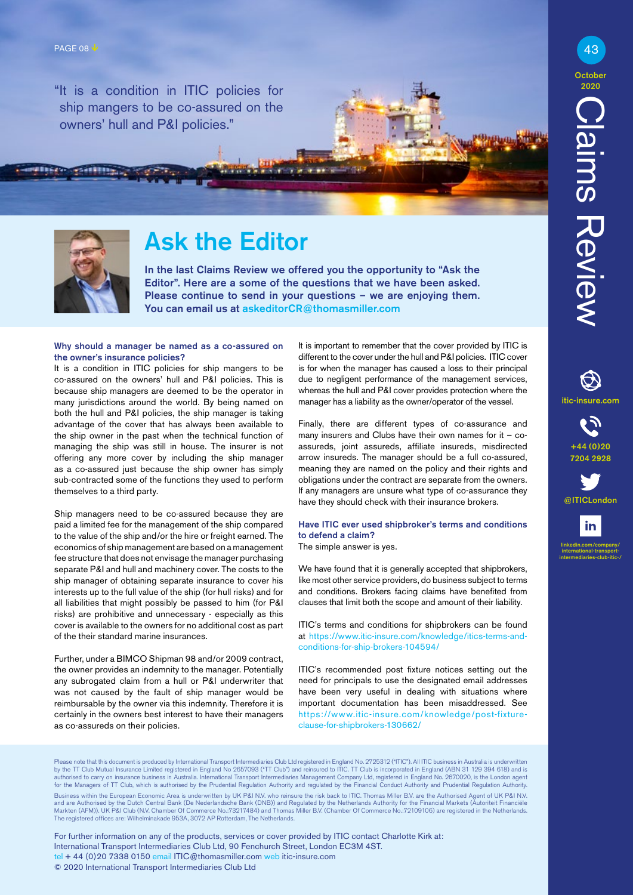"It is a condition in ITIC policies for ship mangers to be co-assured on the owners' hull and P&I policies."

# Ask the Editor

**In the last Claims Review we offered you the opportunity to "Ask the Editor". Here are a some of the questions that we have been asked. Please continue to send in your questions – we are enjoying them. You can email us at askeditorCR@thomasmiller.com**

### Why should a manager be named as a co-assured on the owner's insurance policies?

It is a condition in ITIC policies for ship mangers to be co-assured on the owners' hull and P&I policies. This is because ship managers are deemed to be the operator in many jurisdictions around the world. By being named on both the hull and P&I policies, the ship manager is taking advantage of the cover that has always been available to the ship owner in the past when the technical function of managing the ship was still in house. The insurer is not offering any more cover by including the ship manager as a co-assured just because the ship owner has simply sub-contracted some of the functions they used to perform themselves to a third party.

Ship managers need to be co-assured because they are paid a limited fee for the management of the ship compared to the value of the ship and/or the hire or freight earned. The economics of ship management are based on a management fee structure that does not envisage the manager purchasing separate P&I and hull and machinery cover. The costs to the ship manager of obtaining separate insurance to cover his interests up to the full value of the ship (for hull risks) and for all liabilities that might possibly be passed to him (for P&I risks) are prohibitive and unnecessary - especially as this cover is available to the owners for no additional cost as part of the their standard marine insurances.

Further, under a BIMCO Shipman 98 and/or 2009 contract, the owner provides an indemnity to the manager. Potentially any subrogated claim from a hull or P&I underwriter that was not caused by the fault of ship manager would be reimbursable by the owner via this indemnity. Therefore it is certainly in the owners best interest to have their managers as co-assureds on their policies.

It is important to remember that the cover provided by ITIC is different to the cover under the hull and P&I policies. ITIC cover is for when the manager has caused a loss to their principal due to negligent performance of the management services, whereas the hull and P&I cover provides protection where the manager has a liability as the owner/operator of the vessel.

Finally, there are different types of co-assurance and many insurers and Clubs have their own names for it – co-assureds, joint assureds, affiliate insureds, misdirected arrow insureds. The manager should be a full co-assured, meaning they are named on the policy and their rights and obligations under the contract are separate from the owners. If any managers are unsure what type of co-assurance they have they should check with their insurance brokers.

### Have ITIC ever used shipbroker's terms and conditions to defend a claim?

The simple answer is yes.

We have found that it is generally accepted that shipbrokers, like most other service providers, do business subject to terms and conditions. Brokers facing claims have benefited from clauses that limit both the scope and amount of their liability.

ITIC's terms and conditions for shipbrokers can be found at https://www.itic-insure.com/knowledge/itics-terms-and-conditions-for-ship-brokers-104594/

ITIC's recommended post fixture notices setting out the need for principals to use the designated email addresses have been very useful in dealing with situations where important documentation has been misaddressed. See https://www.itic-insure.com/knowledge/post-fixture-clause-for-shipbrokers-130662/

Please note that this document is produced by International Transport Intermediaries Club Ltd registered in England No. 2725312 ("ITIC"). All ITIC business in Australia is underwritten by the TT Club Mutual Insurance Limited registered in England No 2657093 ("TT Club") and reinsured to ITIC. TT Club is incorporated in England (ABN 31 129 394 618) and is authorised to carry on insurance business in Australia. International Transport Intermediaries Management Company Ltd, registered in England No. 2670020, is the London agent for the Managers of TT Club, which is authorised by the Prudential Regulation Authority and regulated by the Financial Conduct Authority and Prudential Regulation Authority.

Business within the European Economic Area is underwritten by UK P&I N.V. who reinsure the risk back to ITIC. Thomas Miller B.V. are the Authorised Agent of UK P&I N.V. and are Authorised by the Dutch Central Bank (De Nederlandsche Bank (DNB)) and Regulated by the Netherlands Authority for the Financial Markets (Autoriteit Financiële Markten (AFM)). UK P&I Club (N.V. Chamber Of Commerce No.:73217484) and Thomas Miller B.V. (Chamber Of Commerce No.:72109106) are registered in the Netherlands. The registered offices are: Wilhelminakade 953A, 3072 AP Rotterdam, The Netherlands.

For further information on any of the products, services or cover provided by ITIC contact Charlotte Kirk at:
International Transport Intermediaries Club Ltd, 90 Fenchurch Street, London EC3M 4ST.
tel + 44 (0)20 7338 0150 email ITIC@thomasmiller.com web itic-insure.com
© 2020 International Transport Intermediaries Club Ltd

43 October 2020 Claims Review

itic-insure.com
+44 (0)20 7204 2928
@ITICLondon
linkedin.com/company/international-transport-intermediaries-club-itic-/